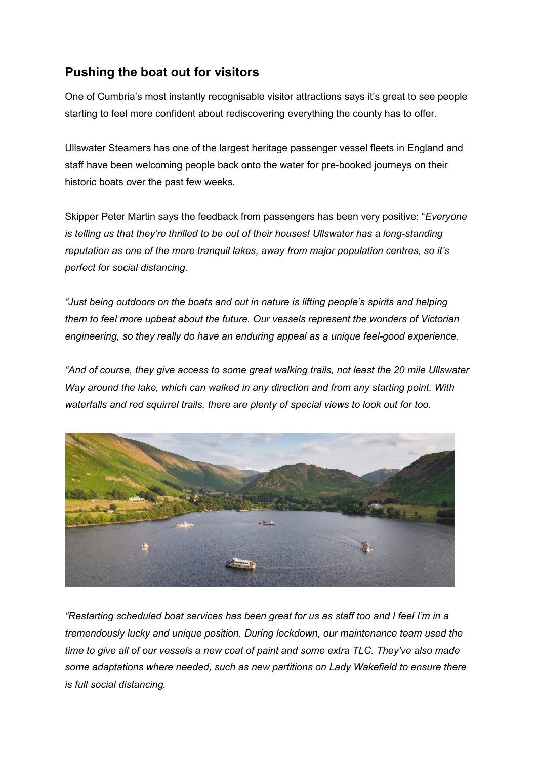## Pushing the boat out for visitors

One of Cumbria's most instantly recognisable visitor attractions says it's great to see people starting to feel more confident about rediscovering everything the county has to offer.

Ullswater Steamers has one of the largest heritage passenger vessel fleets in England and staff have been welcoming people back onto the water for pre-booked journeys on their historic boats over the past few weeks.

Skipper Peter Martin says the feedback from passengers has been very positive: "*Everyone is telling us that they're thrilled to be out of their houses! Ullswater has a long-standing reputation as one of the more tranquil lakes, away from major population centres, so it's perfect for social distancing.*

*"Just being outdoors on the boats and out in nature is lifting people's spirits and helping them to feel more upbeat about the future. Our vessels represent the wonders of Victorian engineering, so they really do have an enduring appeal as a unique feel-good experience.*

*"And of course, they give access to some great walking trails, not least the 20 mile Ullswater Way around the lake, which can walked in any direction and from any starting point. With waterfalls and red squirrel trails, there are plenty of special views to look out for too.*

*"Restarting scheduled boat services has been great for us as staff too and I feel I'm in a tremendously lucky and unique position. During lockdown, our maintenance team used the time to give all of our vessels a new coat of paint and some extra TLC. They've also made some adaptations where needed, such as new partitions on Lady Wakefield to ensure there is full social distancing.*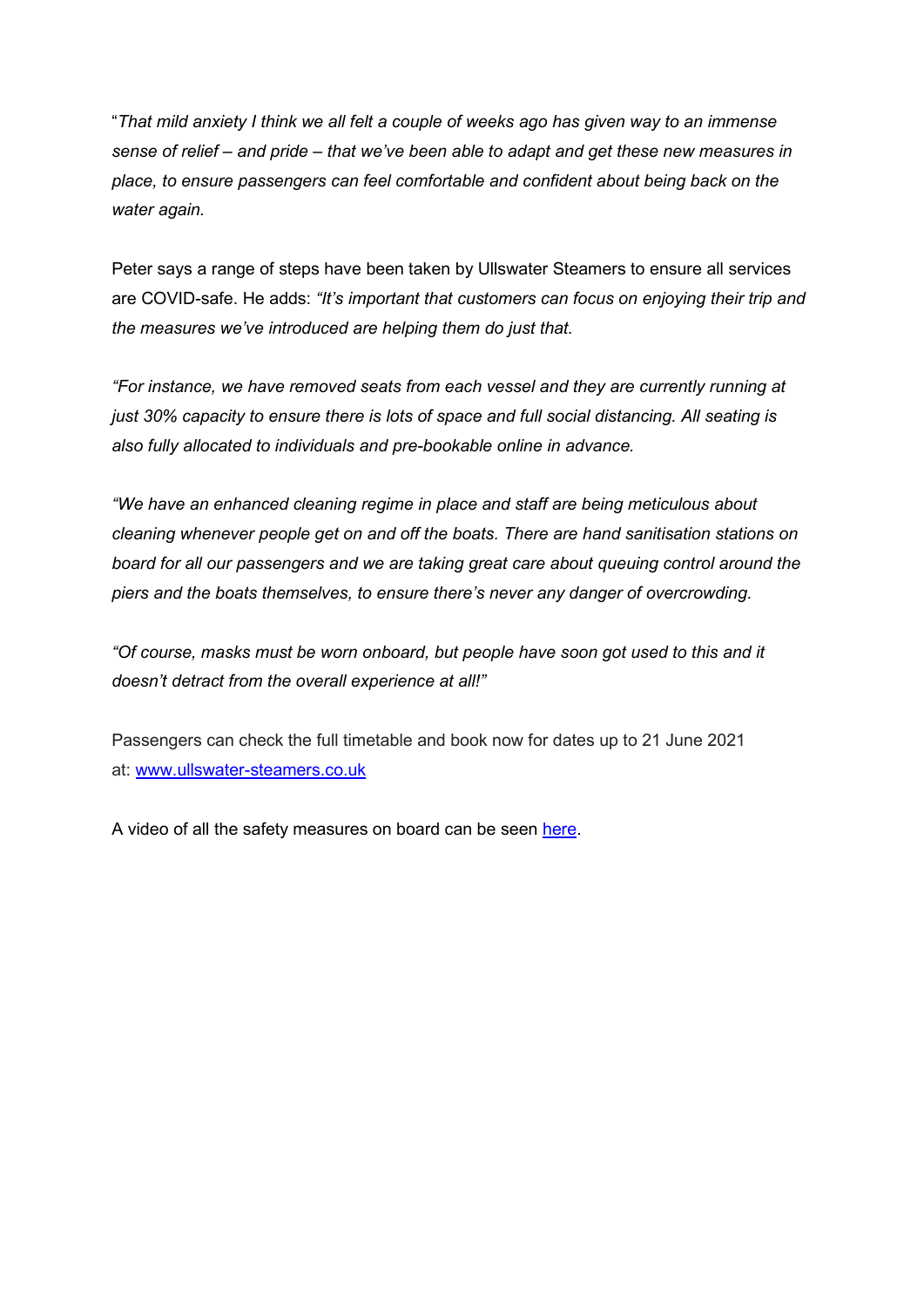"*That mild anxiety I think we all felt a couple of weeks ago has given way to an immense sense of relief – and pride – that we've been able to adapt and get these new measures in place, to ensure passengers can feel comfortable and confident about being back on the water again.*

Peter says a range of steps have been taken by Ullswater Steamers to ensure all services are COVID-safe. He adds: *"It's important that customers can focus on enjoying their trip and the measures we've introduced are helping them do just that.*

*"For instance, we have removed seats from each vessel and they are currently running at just 30% capacity to ensure there is lots of space and full social distancing. All seating is also fully allocated to individuals and pre-bookable online in advance.*

*"We have an enhanced cleaning regime in place and staff are being meticulous about cleaning whenever people get on and off the boats. There are hand sanitisation stations on board for all our passengers and we are taking great care about queuing control around the piers and the boats themselves, to ensure there's never any danger of overcrowding.*

*"Of course, masks must be worn onboard, but people have soon got used to this and it doesn't detract from the overall experience at all!"*

Passengers can check the full timetable and book now for dates up to 21 June 2021 at: [www.ullswater-steamers.co.uk](http://www.ullswater-steamers.co.uk)

A video of all the safety measures on board can be seen here.